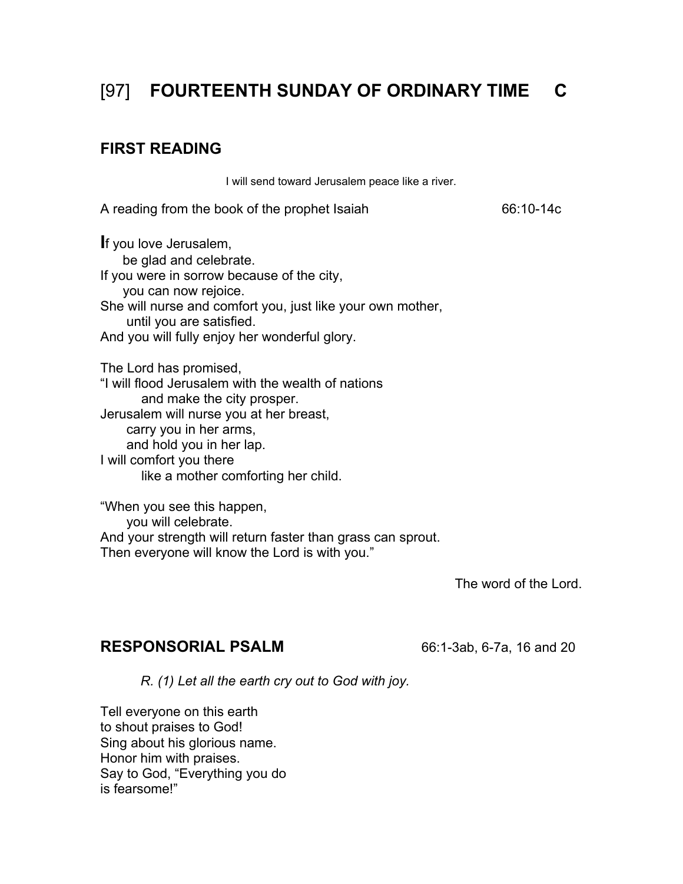# [97] **FOURTEENTH SUNDAY OF ORDINARY TIME C**

## FIRST READING

I will send toward Jerusalem peace like a river.

A reading from the book of the prophet Isaiah 66:10-14c

**I**f you love Jerusalem,
be glad and celebrate.
If you were in sorrow because of the city,
you can now rejoice.
She will nurse and comfort you, just like your own mother,
until you are satisfied.
And you will fully enjoy her wonderful glory.

The Lord has promised,
"I will flood Jerusalem with the wealth of nations
and make the city prosper.
Jerusalem will nurse you at her breast,
carry you in her arms,
and hold you in her lap.
I will comfort you there
like a mother comforting her child.

"When you see this happen,
you will celebrate.
And your strength will return faster than grass can sprout.
Then everyone will know the Lord is with you."

The word of the Lord.

## RESPONSORIAL PSALM 66:1-3ab, 6-7a, 16 and 20

*R. (1) Let all the earth cry out to God with joy.*

Tell everyone on this earth
to shout praises to God!
Sing about his glorious name.
Honor him with praises.
Say to God, "Everything you do
is fearsome!"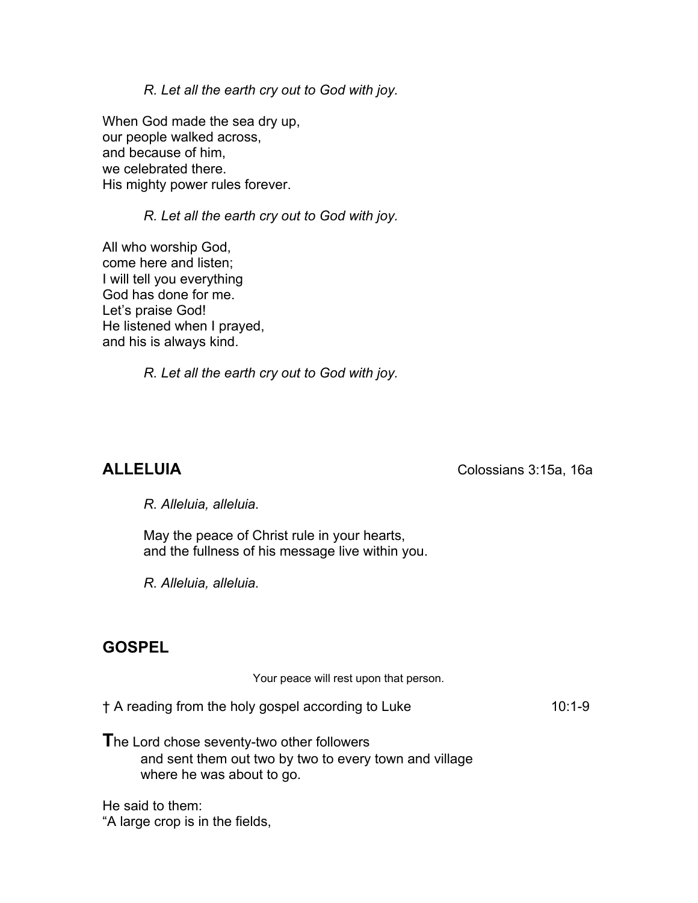*R. Let all the earth cry out to God with joy.*

When God made the sea dry up,
our people walked across,
and because of him,
we celebrated there.
His mighty power rules forever.

*R. Let all the earth cry out to God with joy.*

All who worship God,
come here and listen;
I will tell you everything
God has done for me.
Let's praise God!
He listened when I prayed,
and his is always kind.

*R. Let all the earth cry out to God with joy.*

## ALLELUIA

Colossians 3:15a, 16a

*R. Alleluia, alleluia.*

May the peace of Christ rule in your hearts,
and the fullness of his message live within you.

*R. Alleluia, alleluia.*

## GOSPEL

Your peace will rest upon that person.

† A reading from the holy gospel according to Luke 10:1-9

**T**he Lord chose seventy-two other followers
and sent them out two by two to every town and village
where he was about to go.

He said to them:
"A large crop is in the fields,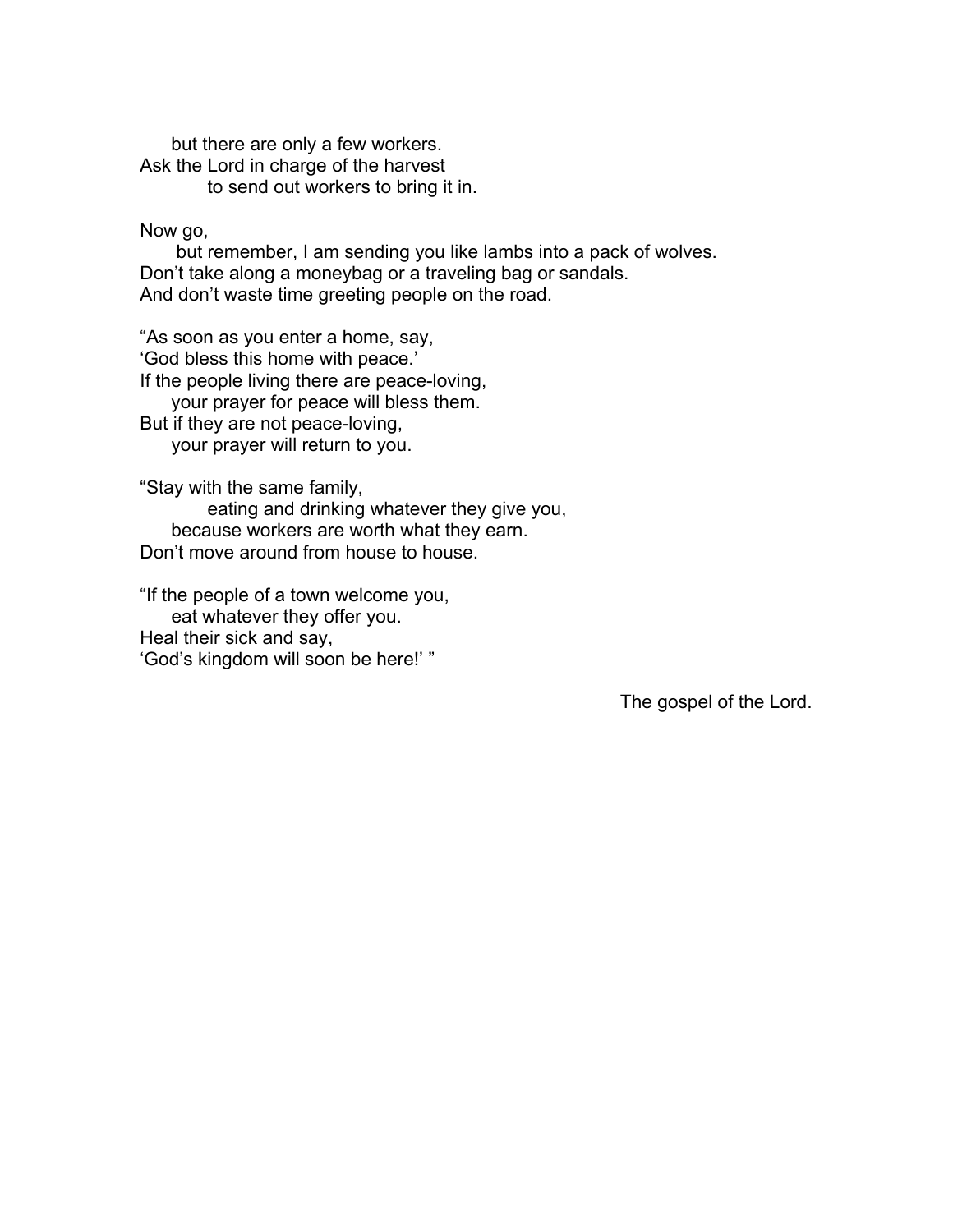but there are only a few workers.
Ask the Lord in charge of the harvest
to send out workers to bring it in.

Now go,
but remember, I am sending you like lambs into a pack of wolves.
Don't take along a moneybag or a traveling bag or sandals.
And don't waste time greeting people on the road.

"As soon as you enter a home, say,
'God bless this home with peace.'
If the people living there are peace-loving,
your prayer for peace will bless them.
But if they are not peace-loving,
your prayer will return to you.

"Stay with the same family,
eating and drinking whatever they give you,
because workers are worth what they earn.
Don't move around from house to house.

"If the people of a town welcome you,
eat whatever they offer you.
Heal their sick and say,
'God's kingdom will soon be here!' "

The gospel of the Lord.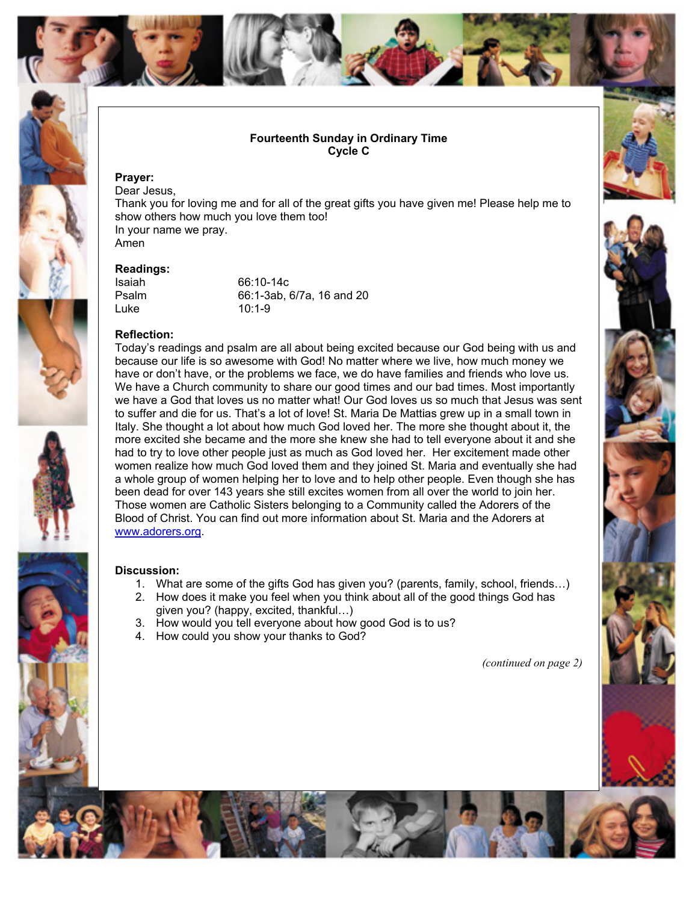**Fourteenth Sunday in Ordinary Time**
**Cycle C**

**Prayer:**

Dear Jesus,
Thank you for loving me and for all of the great gifts you have given me! Please help me to show others how much you love them too!
In your name we pray.
Amen

**Readings:**

| | |
|---|---|
| Isaiah | 66:10-14c |
| Psalm | 66:1-3ab, 6/7a, 16 and 20 |
| Luke | 10:1-9 |

**Reflection:**

Today's readings and psalm are all about being excited because our God being with us and because our life is so awesome with God! No matter where we live, how much money we have or don't have, or the problems we face, we do have families and friends who love us. We have a Church community to share our good times and our bad times. Most importantly we have a God that loves us no matter what! Our God loves us so much that Jesus was sent to suffer and die for us. That's a lot of love! St. Maria De Mattias grew up in a small town in Italy. She thought a lot about how much God loved her. The more she thought about it, the more excited she became and the more she knew she had to tell everyone about it and she had to try to love other people just as much as God loved her. Her excitement made other women realize how much God loved them and they joined St. Maria and eventually she had a whole group of women helping her to love and to help other people. Even though she has been dead for over 143 years she still excites women from all over the world to join her. Those women are Catholic Sisters belonging to a Community called the Adorers of the Blood of Christ. You can find out more information about St. Maria and the Adorers at www.adorers.org.

**Discussion:**

1. What are some of the gifts God has given you? (parents, family, school, friends…)
2. How does it make you feel when you think about all of the good things God has given you? (happy, excited, thankful…)
3. How would you tell everyone about how good God is to us?
4. How could you show your thanks to God?

*(continued on page 2)*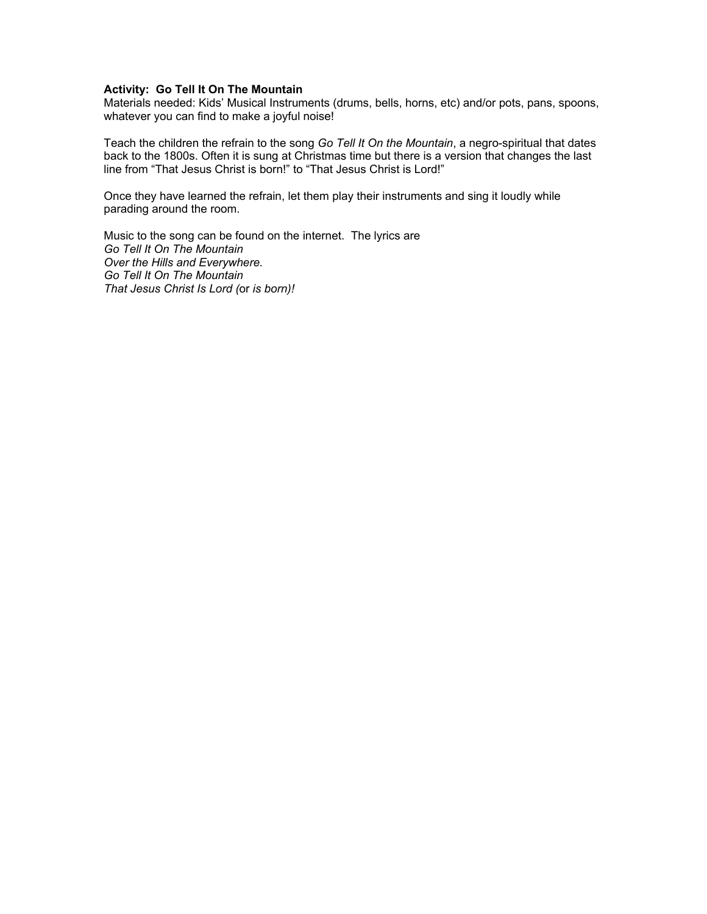**Activity: Go Tell It On The Mountain**
Materials needed: Kids' Musical Instruments (drums, bells, horns, etc) and/or pots, pans, spoons, whatever you can find to make a joyful noise!

Teach the children the refrain to the song *Go Tell It On the Mountain*, a negro-spiritual that dates back to the 1800s. Often it is sung at Christmas time but there is a version that changes the last line from "That Jesus Christ is born!" to "That Jesus Christ is Lord!"

Once they have learned the refrain, let them play their instruments and sing it loudly while parading around the room.

Music to the song can be found on the internet. The lyrics are
*Go Tell It On The Mountain*
*Over the Hills and Everywhere.*
*Go Tell It On The Mountain*
*That Jesus Christ Is Lord (*or *is born)!*